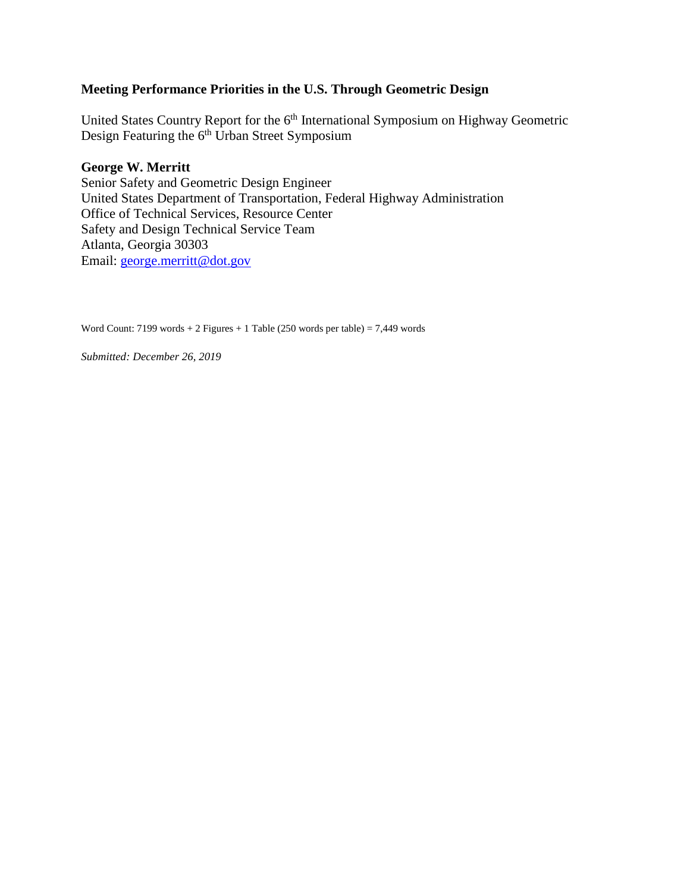# Meeting Performance Priorities in the U.S. Through Geometric Design

United States Country Report for the 6th International Symposium on Highway Geometric Design Featuring the 6th Urban Street Symposium

**George W. Merritt**
Senior Safety and Geometric Design Engineer
United States Department of Transportation, Federal Highway Administration
Office of Technical Services, Resource Center
Safety and Design Technical Service Team
Atlanta, Georgia 30303
Email: george.merritt@dot.gov

Word Count: 7199 words + 2 Figures + 1 Table (250 words per table) = 7,449 words

*Submitted: December 26, 2019*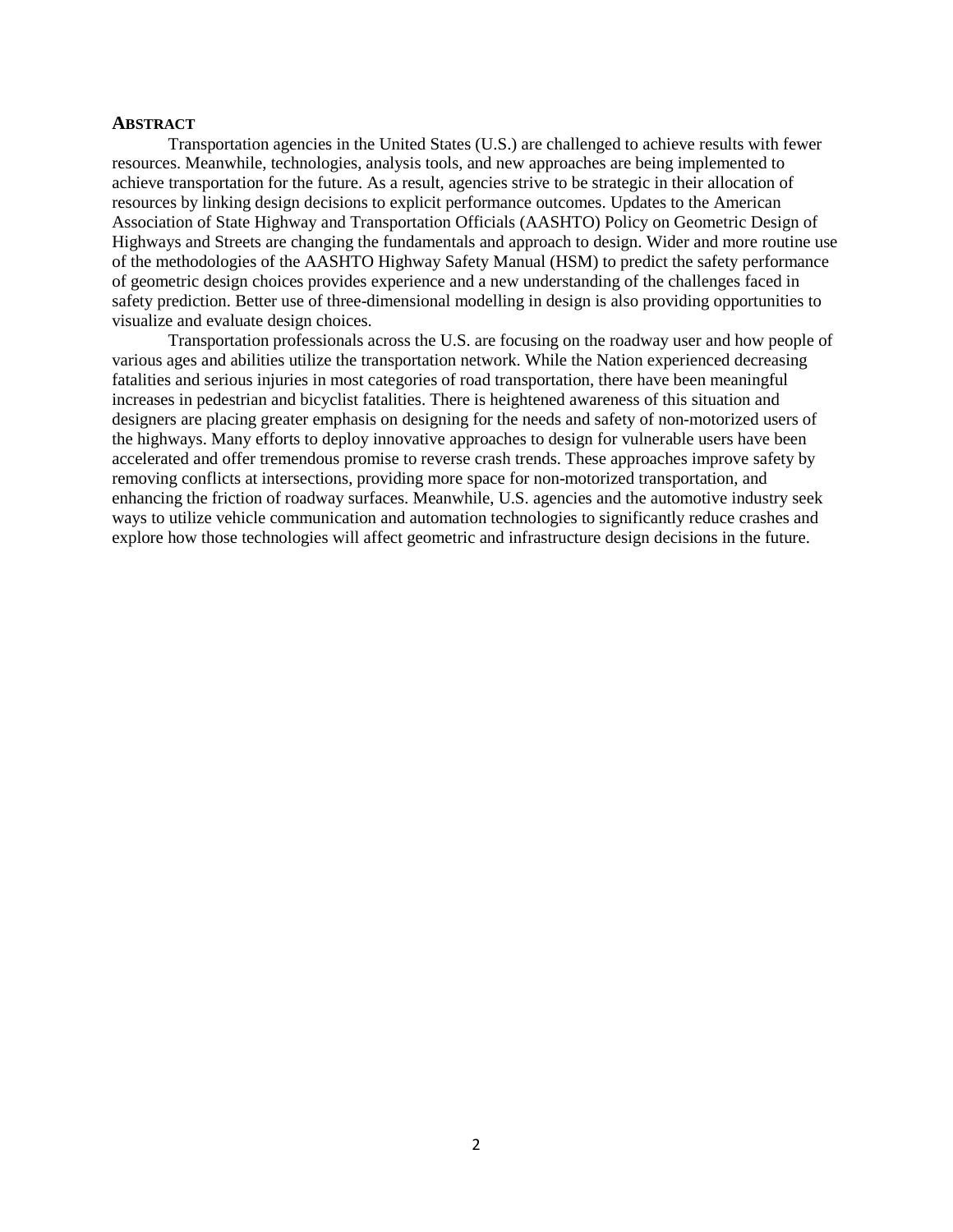## ABSTRACT

Transportation agencies in the United States (U.S.) are challenged to achieve results with fewer resources. Meanwhile, technologies, analysis tools, and new approaches are being implemented to achieve transportation for the future. As a result, agencies strive to be strategic in their allocation of resources by linking design decisions to explicit performance outcomes. Updates to the American Association of State Highway and Transportation Officials (AASHTO) Policy on Geometric Design of Highways and Streets are changing the fundamentals and approach to design. Wider and more routine use of the methodologies of the AASHTO Highway Safety Manual (HSM) to predict the safety performance of geometric design choices provides experience and a new understanding of the challenges faced in safety prediction. Better use of three-dimensional modelling in design is also providing opportunities to visualize and evaluate design choices.

Transportation professionals across the U.S. are focusing on the roadway user and how people of various ages and abilities utilize the transportation network. While the Nation experienced decreasing fatalities and serious injuries in most categories of road transportation, there have been meaningful increases in pedestrian and bicyclist fatalities. There is heightened awareness of this situation and designers are placing greater emphasis on designing for the needs and safety of non-motorized users of the highways. Many efforts to deploy innovative approaches to design for vulnerable users have been accelerated and offer tremendous promise to reverse crash trends. These approaches improve safety by removing conflicts at intersections, providing more space for non-motorized transportation, and enhancing the friction of roadway surfaces. Meanwhile, U.S. agencies and the automotive industry seek ways to utilize vehicle communication and automation technologies to significantly reduce crashes and explore how those technologies will affect geometric and infrastructure design decisions in the future.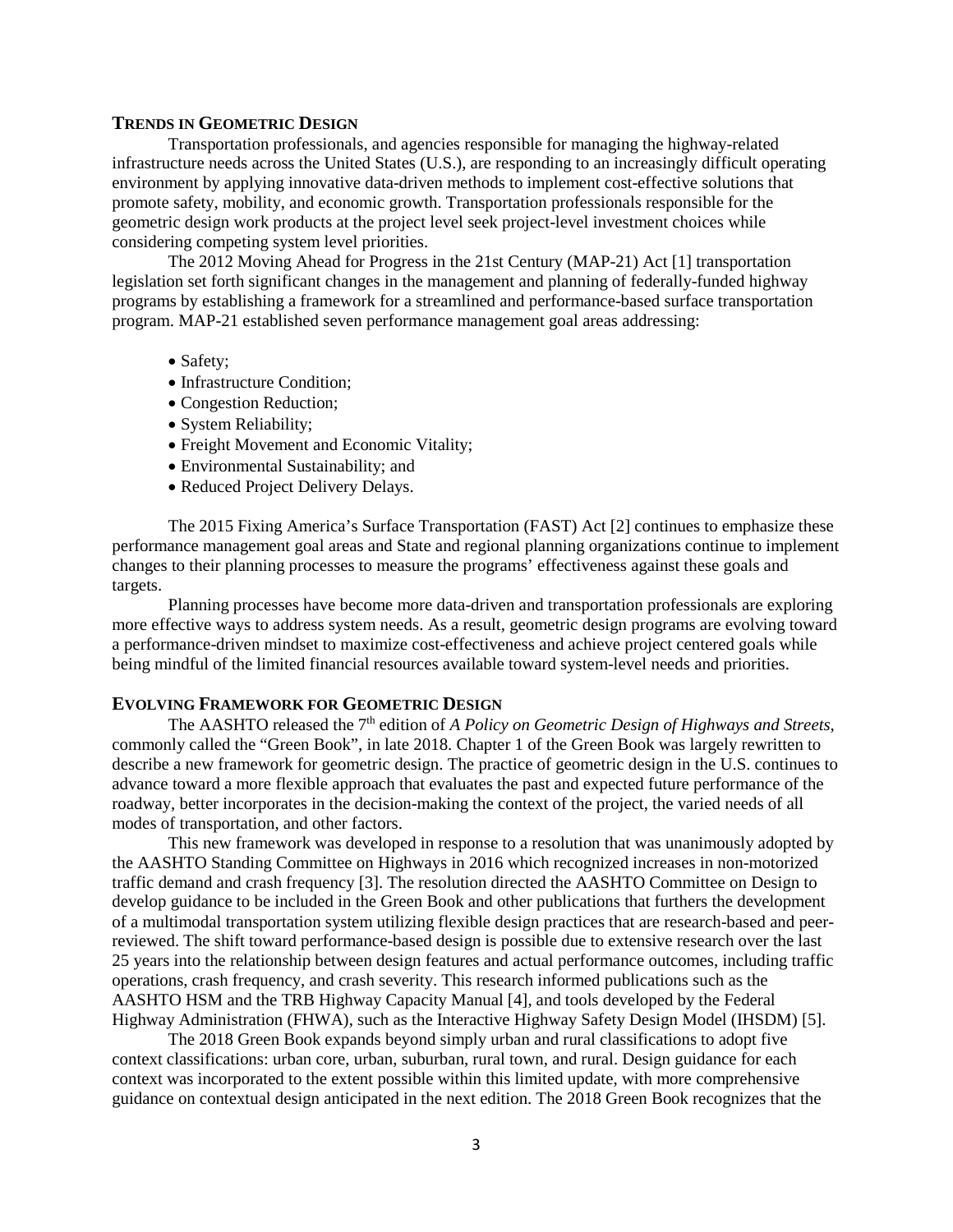## TRENDS IN GEOMETRIC DESIGN

Transportation professionals, and agencies responsible for managing the highway-related infrastructure needs across the United States (U.S.), are responding to an increasingly difficult operating environment by applying innovative data-driven methods to implement cost-effective solutions that promote safety, mobility, and economic growth. Transportation professionals responsible for the geometric design work products at the project level seek project-level investment choices while considering competing system level priorities.

The 2012 Moving Ahead for Progress in the 21st Century (MAP-21) Act [1] transportation legislation set forth significant changes in the management and planning of federally-funded highway programs by establishing a framework for a streamlined and performance-based surface transportation program. MAP-21 established seven performance management goal areas addressing:

- Safety;
- Infrastructure Condition;
- Congestion Reduction;
- System Reliability;
- Freight Movement and Economic Vitality;
- Environmental Sustainability; and
- Reduced Project Delivery Delays.

The 2015 Fixing America's Surface Transportation (FAST) Act [2] continues to emphasize these performance management goal areas and State and regional planning organizations continue to implement changes to their planning processes to measure the programs' effectiveness against these goals and targets.

Planning processes have become more data-driven and transportation professionals are exploring more effective ways to address system needs. As a result, geometric design programs are evolving toward a performance-driven mindset to maximize cost-effectiveness and achieve project centered goals while being mindful of the limited financial resources available toward system-level needs and priorities.

## EVOLVING FRAMEWORK FOR GEOMETRIC DESIGN

The AASHTO released the 7th edition of *A Policy on Geometric Design of Highways and Streets*, commonly called the "Green Book", in late 2018. Chapter 1 of the Green Book was largely rewritten to describe a new framework for geometric design. The practice of geometric design in the U.S. continues to advance toward a more flexible approach that evaluates the past and expected future performance of the roadway, better incorporates in the decision-making the context of the project, the varied needs of all modes of transportation, and other factors.

This new framework was developed in response to a resolution that was unanimously adopted by the AASHTO Standing Committee on Highways in 2016 which recognized increases in non-motorized traffic demand and crash frequency [3]. The resolution directed the AASHTO Committee on Design to develop guidance to be included in the Green Book and other publications that furthers the development of a multimodal transportation system utilizing flexible design practices that are research-based and peer-reviewed. The shift toward performance-based design is possible due to extensive research over the last 25 years into the relationship between design features and actual performance outcomes, including traffic operations, crash frequency, and crash severity. This research informed publications such as the AASHTO HSM and the TRB Highway Capacity Manual [4], and tools developed by the Federal Highway Administration (FHWA), such as the Interactive Highway Safety Design Model (IHSDM) [5].

The 2018 Green Book expands beyond simply urban and rural classifications to adopt five context classifications: urban core, urban, suburban, rural town, and rural. Design guidance for each context was incorporated to the extent possible within this limited update, with more comprehensive guidance on contextual design anticipated in the next edition. The 2018 Green Book recognizes that the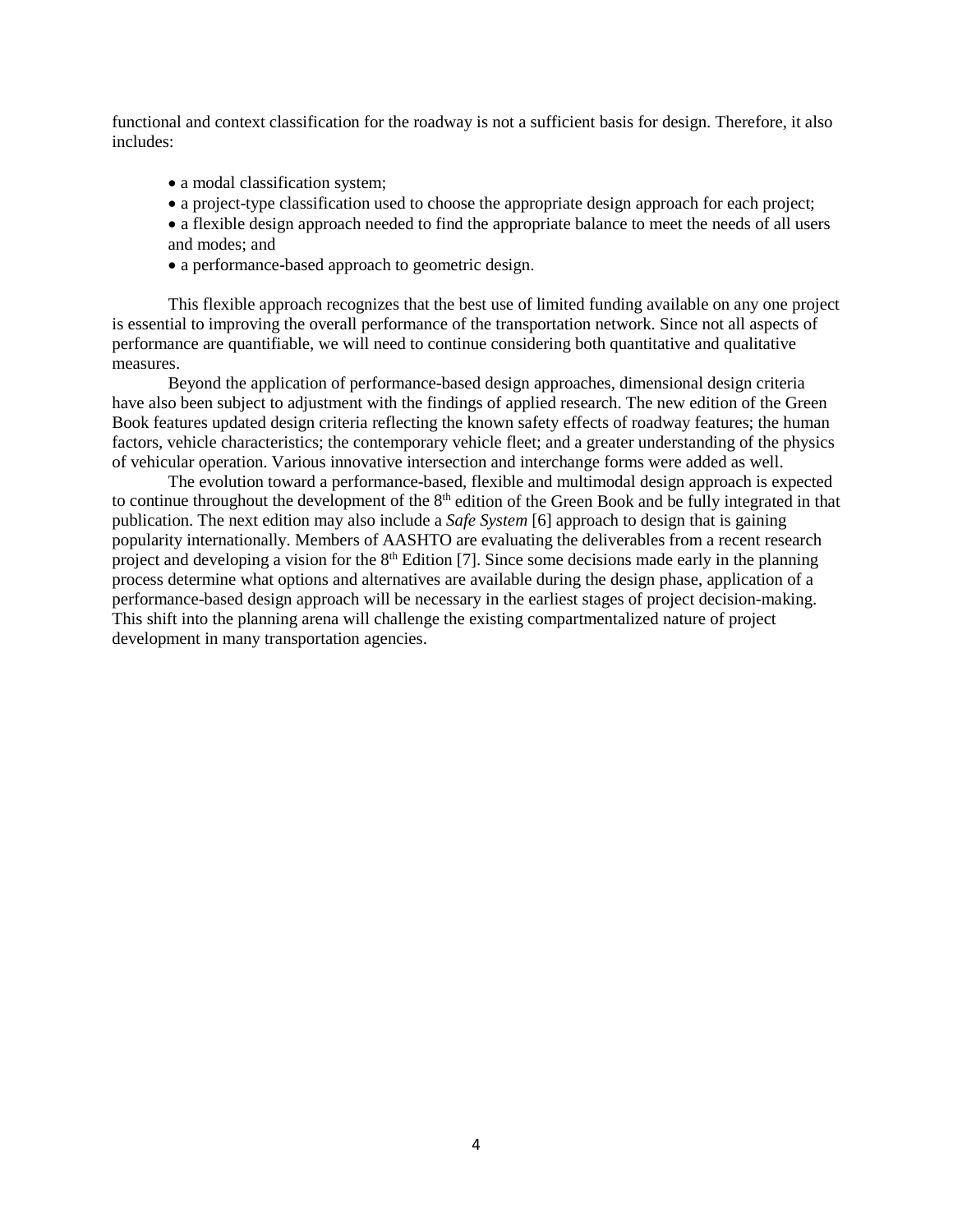functional and context classification for the roadway is not a sufficient basis for design. Therefore, it also includes:

- a modal classification system;
- a project-type classification used to choose the appropriate design approach for each project;
- a flexible design approach needed to find the appropriate balance to meet the needs of all users and modes; and
- a performance-based approach to geometric design.

This flexible approach recognizes that the best use of limited funding available on any one project is essential to improving the overall performance of the transportation network. Since not all aspects of performance are quantifiable, we will need to continue considering both quantitative and qualitative measures.

Beyond the application of performance-based design approaches, dimensional design criteria have also been subject to adjustment with the findings of applied research. The new edition of the Green Book features updated design criteria reflecting the known safety effects of roadway features; the human factors, vehicle characteristics; the contemporary vehicle fleet; and a greater understanding of the physics of vehicular operation. Various innovative intersection and interchange forms were added as well.

The evolution toward a performance-based, flexible and multimodal design approach is expected to continue throughout the development of the 8th edition of the Green Book and be fully integrated in that publication. The next edition may also include a *Safe System* [6] approach to design that is gaining popularity internationally. Members of AASHTO are evaluating the deliverables from a recent research project and developing a vision for the 8th Edition [7]. Since some decisions made early in the planning process determine what options and alternatives are available during the design phase, application of a performance-based design approach will be necessary in the earliest stages of project decision-making. This shift into the planning arena will challenge the existing compartmentalized nature of project development in many transportation agencies.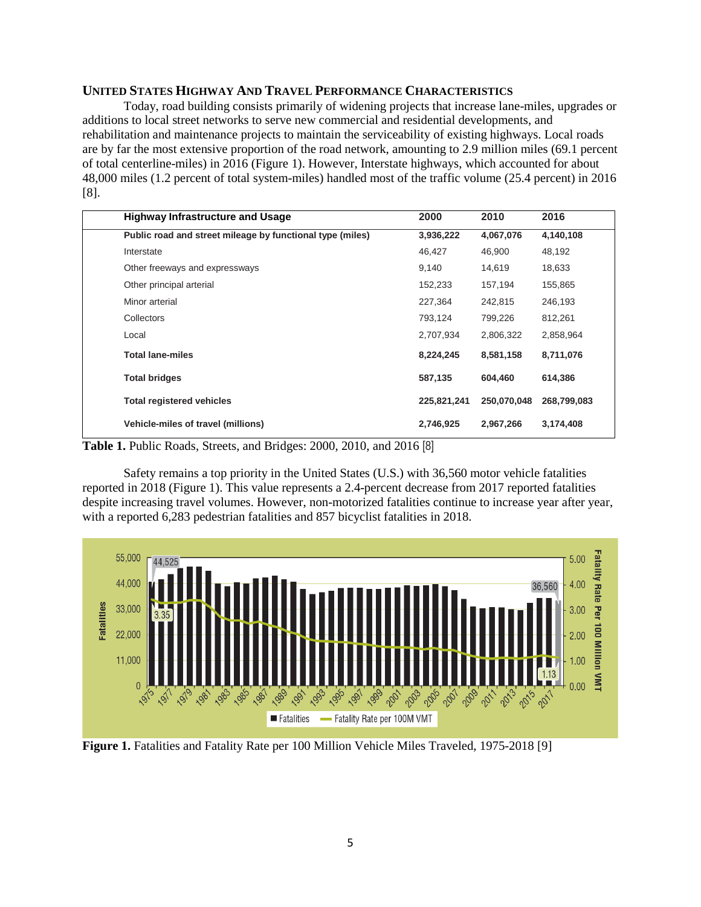### UNITED STATES HIGHWAY AND TRAVEL PERFORMANCE CHARACTERISTICS

Today, road building consists primarily of widening projects that increase lane-miles, upgrades or additions to local street networks to serve new commercial and residential developments, and rehabilitation and maintenance projects to maintain the serviceability of existing highways. Local roads are by far the most extensive proportion of the road network, amounting to 2.9 million miles (69.1 percent of total centerline-miles) in 2016 (Figure 1). However, Interstate highways, which accounted for about 48,000 miles (1.2 percent of total system-miles) handled most of the traffic volume (25.4 percent) in 2016 [8].

| Highway Infrastructure and Usage | 2000 | 2010 | 2016 |
|---|---|---|---|
| **Public road and street mileage by functional type (miles)** | **3,936,222** | **4,067,076** | **4,140,108** |
| Interstate | 46,427 | 46,900 | 48,192 |
| Other freeways and expressways | 9,140 | 14,619 | 18,633 |
| Other principal arterial | 152,233 | 157,194 | 155,865 |
| Minor arterial | 227,364 | 242,815 | 246,193 |
| Collectors | 793,124 | 799,226 | 812,261 |
| Local | 2,707,934 | 2,806,322 | 2,858,964 |
| **Total lane-miles** | **8,224,245** | **8,581,158** | **8,711,076** |
| **Total bridges** | **587,135** | **604,460** | **614,386** |
| **Total registered vehicles** | **225,821,241** | **250,070,048** | **268,799,083** |
| **Vehicle-miles of travel (millions)** | **2,746,925** | **2,967,266** | **3,174,408** |

**Table 1.** Public Roads, Streets, and Bridges: 2000, 2010, and 2016 [8]

Safety remains a top priority in the United States (U.S.) with 36,560 motor vehicle fatalities reported in 2018 (Figure 1). This value represents a 2.4-percent decrease from 2017 reported fatalities despite increasing travel volumes. However, non-motorized fatalities continue to increase year after year, with a reported 6,283 pedestrian fatalities and 857 bicyclist fatalities in 2018.

**Figure 1.** Fatalities and Fatality Rate per 100 Million Vehicle Miles Traveled, 1975-2018 [9]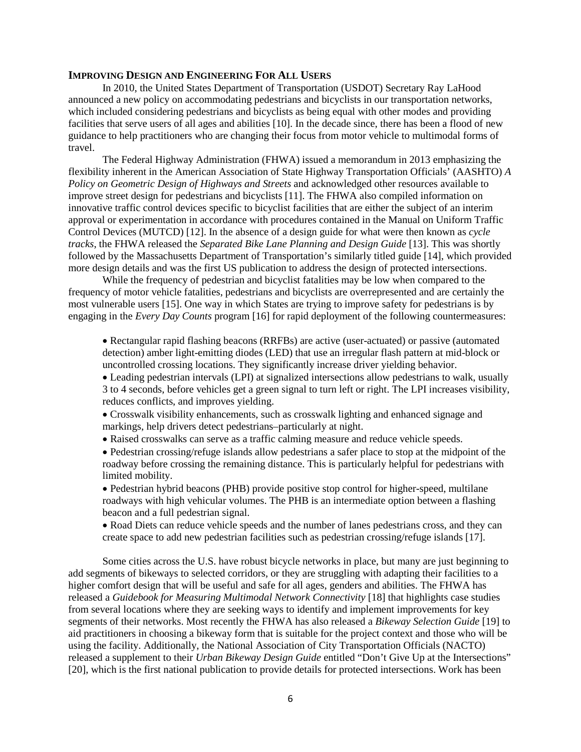## IMPROVING DESIGN AND ENGINEERING FOR ALL USERS

In 2010, the United States Department of Transportation (USDOT) Secretary Ray LaHood announced a new policy on accommodating pedestrians and bicyclists in our transportation networks, which included considering pedestrians and bicyclists as being equal with other modes and providing facilities that serve users of all ages and abilities [10]. In the decade since, there has been a flood of new guidance to help practitioners who are changing their focus from motor vehicle to multimodal forms of travel.

The Federal Highway Administration (FHWA) issued a memorandum in 2013 emphasizing the flexibility inherent in the American Association of State Highway Transportation Officials' (AASHTO) *A Policy on Geometric Design of Highways and Streets* and acknowledged other resources available to improve street design for pedestrians and bicyclists [11]. The FHWA also compiled information on innovative traffic control devices specific to bicyclist facilities that are either the subject of an interim approval or experimentation in accordance with procedures contained in the Manual on Uniform Traffic Control Devices (MUTCD) [12]. In the absence of a design guide for what were then known as *cycle tracks*, the FHWA released the *Separated Bike Lane Planning and Design Guide* [13]. This was shortly followed by the Massachusetts Department of Transportation's similarly titled guide [14], which provided more design details and was the first US publication to address the design of protected intersections.

While the frequency of pedestrian and bicyclist fatalities may be low when compared to the frequency of motor vehicle fatalities, pedestrians and bicyclists are overrepresented and are certainly the most vulnerable users [15]. One way in which States are trying to improve safety for pedestrians is by engaging in the *Every Day Counts* program [16] for rapid deployment of the following countermeasures:

- Rectangular rapid flashing beacons (RRFBs) are active (user-actuated) or passive (automated detection) amber light-emitting diodes (LED) that use an irregular flash pattern at mid-block or uncontrolled crossing locations. They significantly increase driver yielding behavior.
- Leading pedestrian intervals (LPI) at signalized intersections allow pedestrians to walk, usually 3 to 4 seconds, before vehicles get a green signal to turn left or right. The LPI increases visibility, reduces conflicts, and improves yielding.
- Crosswalk visibility enhancements, such as crosswalk lighting and enhanced signage and markings, help drivers detect pedestrians–particularly at night.
- Raised crosswalks can serve as a traffic calming measure and reduce vehicle speeds.
- Pedestrian crossing/refuge islands allow pedestrians a safer place to stop at the midpoint of the roadway before crossing the remaining distance. This is particularly helpful for pedestrians with limited mobility.
- Pedestrian hybrid beacons (PHB) provide positive stop control for higher-speed, multilane roadways with high vehicular volumes. The PHB is an intermediate option between a flashing beacon and a full pedestrian signal.
- Road Diets can reduce vehicle speeds and the number of lanes pedestrians cross, and they can create space to add new pedestrian facilities such as pedestrian crossing/refuge islands [17].

Some cities across the U.S. have robust bicycle networks in place, but many are just beginning to add segments of bikeways to selected corridors, or they are struggling with adapting their facilities to a higher comfort design that will be useful and safe for all ages, genders and abilities. The FHWA has released a *Guidebook for Measuring Multimodal Network Connectivity* [18] that highlights case studies from several locations where they are seeking ways to identify and implement improvements for key segments of their networks. Most recently the FHWA has also released a *Bikeway Selection Guide* [19] to aid practitioners in choosing a bikeway form that is suitable for the project context and those who will be using the facility. Additionally, the National Association of City Transportation Officials (NACTO) released a supplement to their *Urban Bikeway Design Guide* entitled "Don't Give Up at the Intersections" [20], which is the first national publication to provide details for protected intersections. Work has been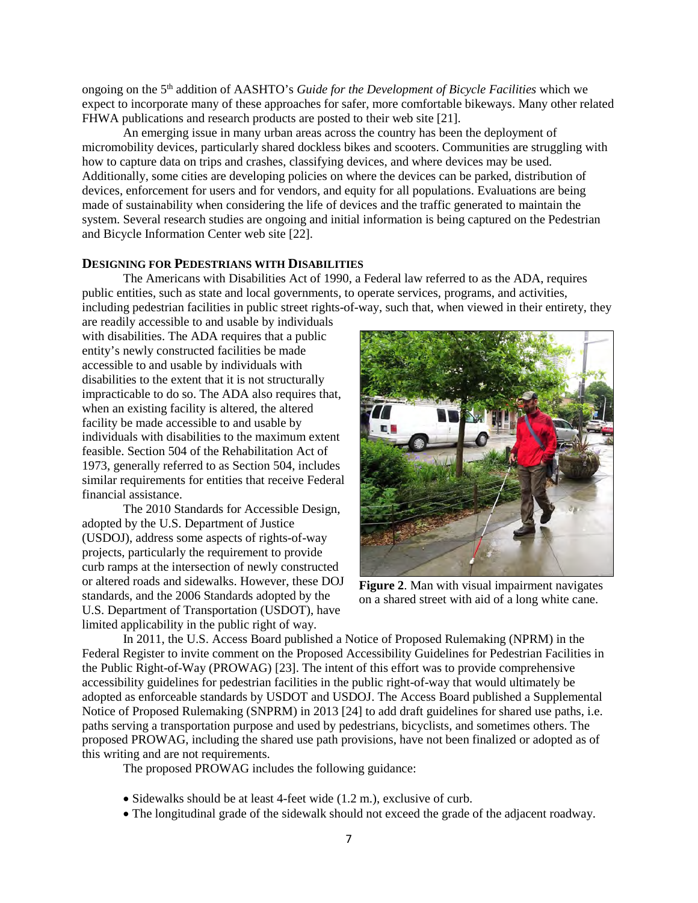ongoing on the 5th addition of AASHTO's *Guide for the Development of Bicycle Facilities* which we expect to incorporate many of these approaches for safer, more comfortable bikeways. Many other related FHWA publications and research products are posted to their web site [21].

An emerging issue in many urban areas across the country has been the deployment of micromobility devices, particularly shared dockless bikes and scooters. Communities are struggling with how to capture data on trips and crashes, classifying devices, and where devices may be used. Additionally, some cities are developing policies on where the devices can be parked, distribution of devices, enforcement for users and for vendors, and equity for all populations. Evaluations are being made of sustainability when considering the life of devices and the traffic generated to maintain the system. Several research studies are ongoing and initial information is being captured on the Pedestrian and Bicycle Information Center web site [22].

## DESIGNING FOR PEDESTRIANS WITH DISABILITIES

The Americans with Disabilities Act of 1990, a Federal law referred to as the ADA, requires public entities, such as state and local governments, to operate services, programs, and activities, including pedestrian facilities in public street rights-of-way, such that, when viewed in their entirety, they are readily accessible to and usable by individuals with disabilities. The ADA requires that a public entity's newly constructed facilities be made accessible to and usable by individuals with disabilities to the extent that it is not structurally impracticable to do so. The ADA also requires that, when an existing facility is altered, the altered facility be made accessible to and usable by individuals with disabilities to the maximum extent feasible. Section 504 of the Rehabilitation Act of 1973, generally referred to as Section 504, includes similar requirements for entities that receive Federal financial assistance.

The 2010 Standards for Accessible Design, adopted by the U.S. Department of Justice (USDOJ), address some aspects of rights-of-way projects, particularly the requirement to provide curb ramps at the intersection of newly constructed or altered roads and sidewalks. However, these DOJ standards, and the 2006 Standards adopted by the U.S. Department of Transportation (USDOT), have limited applicability in the public right of way.

**Figure 2**. Man with visual impairment navigates on a shared street with aid of a long white cane.

In 2011, the U.S. Access Board published a Notice of Proposed Rulemaking (NPRM) in the Federal Register to invite comment on the Proposed Accessibility Guidelines for Pedestrian Facilities in the Public Right-of-Way (PROWAG) [23]. The intent of this effort was to provide comprehensive accessibility guidelines for pedestrian facilities in the public right-of-way that would ultimately be adopted as enforceable standards by USDOT and USDOJ. The Access Board published a Supplemental Notice of Proposed Rulemaking (SNPRM) in 2013 [24] to add draft guidelines for shared use paths, i.e. paths serving a transportation purpose and used by pedestrians, bicyclists, and sometimes others. The proposed PROWAG, including the shared use path provisions, have not been finalized or adopted as of this writing and are not requirements.

The proposed PROWAG includes the following guidance:

- Sidewalks should be at least 4-feet wide (1.2 m.), exclusive of curb.
- The longitudinal grade of the sidewalk should not exceed the grade of the adjacent roadway.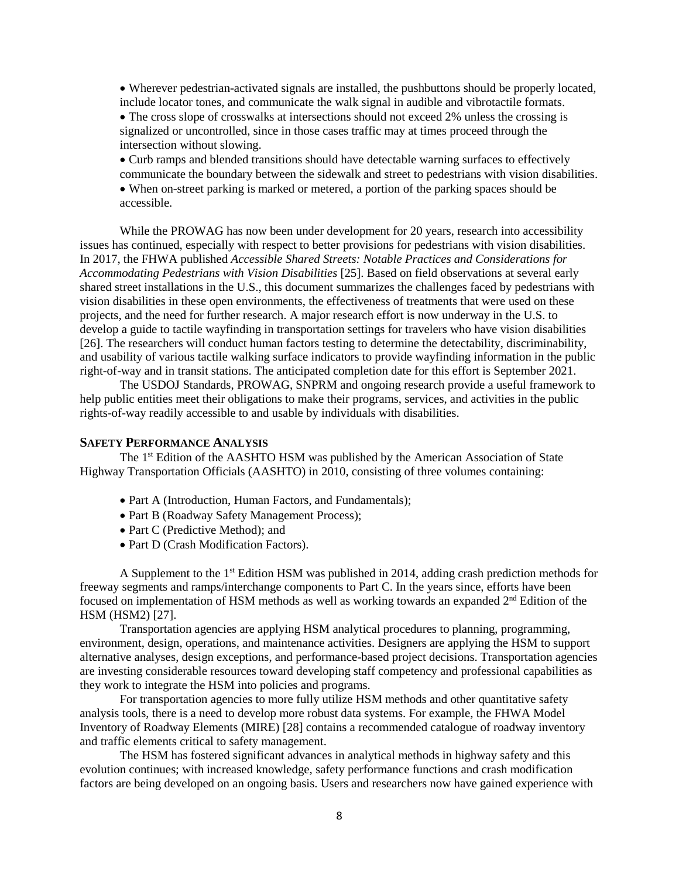- Wherever pedestrian-activated signals are installed, the pushbuttons should be properly located, include locator tones, and communicate the walk signal in audible and vibrotactile formats.
- The cross slope of crosswalks at intersections should not exceed 2% unless the crossing is signalized or uncontrolled, since in those cases traffic may at times proceed through the intersection without slowing.
- Curb ramps and blended transitions should have detectable warning surfaces to effectively communicate the boundary between the sidewalk and street to pedestrians with vision disabilities.
- When on-street parking is marked or metered, a portion of the parking spaces should be accessible.

While the PROWAG has now been under development for 20 years, research into accessibility issues has continued, especially with respect to better provisions for pedestrians with vision disabilities. In 2017, the FHWA published *Accessible Shared Streets: Notable Practices and Considerations for Accommodating Pedestrians with Vision Disabilities* [25]. Based on field observations at several early shared street installations in the U.S., this document summarizes the challenges faced by pedestrians with vision disabilities in these open environments, the effectiveness of treatments that were used on these projects, and the need for further research. A major research effort is now underway in the U.S. to develop a guide to tactile wayfinding in transportation settings for travelers who have vision disabilities [26]. The researchers will conduct human factors testing to determine the detectability, discriminability, and usability of various tactile walking surface indicators to provide wayfinding information in the public right-of-way and in transit stations. The anticipated completion date for this effort is September 2021.

The USDOJ Standards, PROWAG, SNPRM and ongoing research provide a useful framework to help public entities meet their obligations to make their programs, services, and activities in the public rights-of-way readily accessible to and usable by individuals with disabilities.

## SAFETY PERFORMANCE ANALYSIS

The 1st Edition of the AASHTO HSM was published by the American Association of State Highway Transportation Officials (AASHTO) in 2010, consisting of three volumes containing:

- Part A (Introduction, Human Factors, and Fundamentals);
- Part B (Roadway Safety Management Process);
- Part C (Predictive Method); and
- Part D (Crash Modification Factors).

A Supplement to the 1st Edition HSM was published in 2014, adding crash prediction methods for freeway segments and ramps/interchange components to Part C. In the years since, efforts have been focused on implementation of HSM methods as well as working towards an expanded 2nd Edition of the HSM (HSM2) [27].

Transportation agencies are applying HSM analytical procedures to planning, programming, environment, design, operations, and maintenance activities. Designers are applying the HSM to support alternative analyses, design exceptions, and performance-based project decisions. Transportation agencies are investing considerable resources toward developing staff competency and professional capabilities as they work to integrate the HSM into policies and programs.

For transportation agencies to more fully utilize HSM methods and other quantitative safety analysis tools, there is a need to develop more robust data systems. For example, the FHWA Model Inventory of Roadway Elements (MIRE) [28] contains a recommended catalogue of roadway inventory and traffic elements critical to safety management.

The HSM has fostered significant advances in analytical methods in highway safety and this evolution continues; with increased knowledge, safety performance functions and crash modification factors are being developed on an ongoing basis. Users and researchers now have gained experience with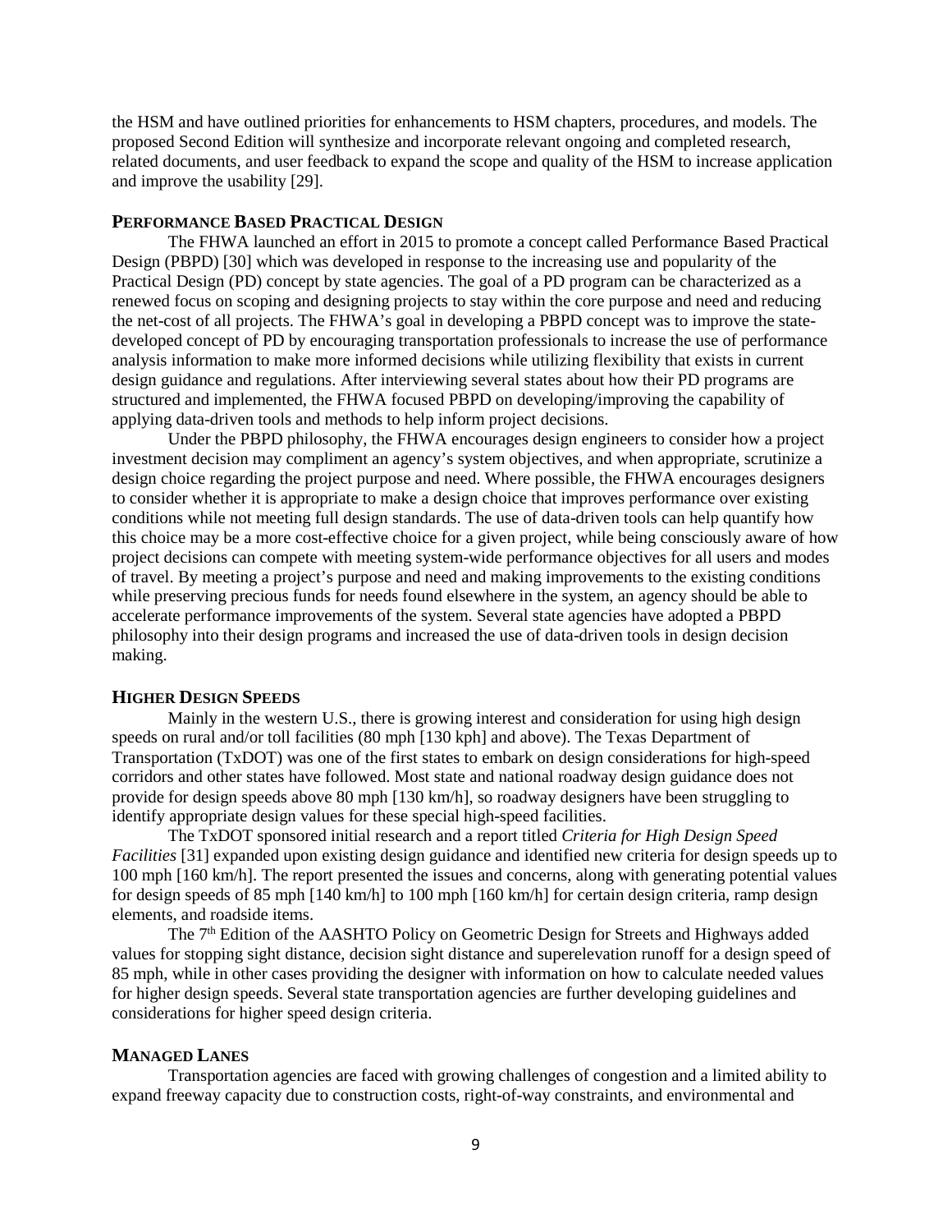the HSM and have outlined priorities for enhancements to HSM chapters, procedures, and models. The proposed Second Edition will synthesize and incorporate relevant ongoing and completed research, related documents, and user feedback to expand the scope and quality of the HSM to increase application and improve the usability [29].

### PERFORMANCE BASED PRACTICAL DESIGN

The FHWA launched an effort in 2015 to promote a concept called Performance Based Practical Design (PBPD) [30] which was developed in response to the increasing use and popularity of the Practical Design (PD) concept by state agencies. The goal of a PD program can be characterized as a renewed focus on scoping and designing projects to stay within the core purpose and need and reducing the net-cost of all projects. The FHWA's goal in developing a PBPD concept was to improve the state-developed concept of PD by encouraging transportation professionals to increase the use of performance analysis information to make more informed decisions while utilizing flexibility that exists in current design guidance and regulations. After interviewing several states about how their PD programs are structured and implemented, the FHWA focused PBPD on developing/improving the capability of applying data-driven tools and methods to help inform project decisions.

Under the PBPD philosophy, the FHWA encourages design engineers to consider how a project investment decision may compliment an agency's system objectives, and when appropriate, scrutinize a design choice regarding the project purpose and need. Where possible, the FHWA encourages designers to consider whether it is appropriate to make a design choice that improves performance over existing conditions while not meeting full design standards. The use of data-driven tools can help quantify how this choice may be a more cost-effective choice for a given project, while being consciously aware of how project decisions can compete with meeting system-wide performance objectives for all users and modes of travel. By meeting a project's purpose and need and making improvements to the existing conditions while preserving precious funds for needs found elsewhere in the system, an agency should be able to accelerate performance improvements of the system. Several state agencies have adopted a PBPD philosophy into their design programs and increased the use of data-driven tools in design decision making.

### HIGHER DESIGN SPEEDS

Mainly in the western U.S., there is growing interest and consideration for using high design speeds on rural and/or toll facilities (80 mph [130 kph] and above). The Texas Department of Transportation (TxDOT) was one of the first states to embark on design considerations for high-speed corridors and other states have followed. Most state and national roadway design guidance does not provide for design speeds above 80 mph [130 km/h], so roadway designers have been struggling to identify appropriate design values for these special high-speed facilities.

The TxDOT sponsored initial research and a report titled *Criteria for High Design Speed Facilities* [31] expanded upon existing design guidance and identified new criteria for design speeds up to 100 mph [160 km/h]. The report presented the issues and concerns, along with generating potential values for design speeds of 85 mph [140 km/h] to 100 mph [160 km/h] for certain design criteria, ramp design elements, and roadside items.

The 7th Edition of the AASHTO Policy on Geometric Design for Streets and Highways added values for stopping sight distance, decision sight distance and superelevation runoff for a design speed of 85 mph, while in other cases providing the designer with information on how to calculate needed values for higher design speeds. Several state transportation agencies are further developing guidelines and considerations for higher speed design criteria.

### MANAGED LANES

Transportation agencies are faced with growing challenges of congestion and a limited ability to expand freeway capacity due to construction costs, right-of-way constraints, and environmental and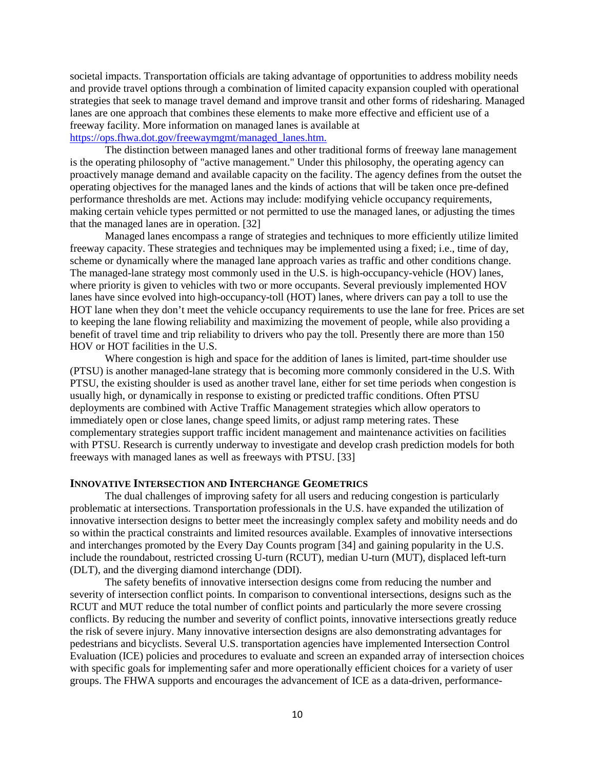societal impacts. Transportation officials are taking advantage of opportunities to address mobility needs and provide travel options through a combination of limited capacity expansion coupled with operational strategies that seek to manage travel demand and improve transit and other forms of ridesharing. Managed lanes are one approach that combines these elements to make more effective and efficient use of a freeway facility. More information on managed lanes is available at https://ops.fhwa.dot.gov/freewaymgmt/managed_lanes.htm.

The distinction between managed lanes and other traditional forms of freeway lane management is the operating philosophy of "active management." Under this philosophy, the operating agency can proactively manage demand and available capacity on the facility. The agency defines from the outset the operating objectives for the managed lanes and the kinds of actions that will be taken once pre-defined performance thresholds are met. Actions may include: modifying vehicle occupancy requirements, making certain vehicle types permitted or not permitted to use the managed lanes, or adjusting the times that the managed lanes are in operation. [32]

Managed lanes encompass a range of strategies and techniques to more efficiently utilize limited freeway capacity. These strategies and techniques may be implemented using a fixed; i.e., time of day, scheme or dynamically where the managed lane approach varies as traffic and other conditions change. The managed-lane strategy most commonly used in the U.S. is high-occupancy-vehicle (HOV) lanes, where priority is given to vehicles with two or more occupants. Several previously implemented HOV lanes have since evolved into high-occupancy-toll (HOT) lanes, where drivers can pay a toll to use the HOT lane when they don't meet the vehicle occupancy requirements to use the lane for free. Prices are set to keeping the lane flowing reliability and maximizing the movement of people, while also providing a benefit of travel time and trip reliability to drivers who pay the toll. Presently there are more than 150 HOV or HOT facilities in the U.S.

Where congestion is high and space for the addition of lanes is limited, part-time shoulder use (PTSU) is another managed-lane strategy that is becoming more commonly considered in the U.S. With PTSU, the existing shoulder is used as another travel lane, either for set time periods when congestion is usually high, or dynamically in response to existing or predicted traffic conditions. Often PTSU deployments are combined with Active Traffic Management strategies which allow operators to immediately open or close lanes, change speed limits, or adjust ramp metering rates. These complementary strategies support traffic incident management and maintenance activities on facilities with PTSU. Research is currently underway to investigate and develop crash prediction models for both freeways with managed lanes as well as freeways with PTSU. [33]

## INNOVATIVE INTERSECTION AND INTERCHANGE GEOMETRICS

The dual challenges of improving safety for all users and reducing congestion is particularly problematic at intersections. Transportation professionals in the U.S. have expanded the utilization of innovative intersection designs to better meet the increasingly complex safety and mobility needs and do so within the practical constraints and limited resources available. Examples of innovative intersections and interchanges promoted by the Every Day Counts program [34] and gaining popularity in the U.S. include the roundabout, restricted crossing U-turn (RCUT), median U-turn (MUT), displaced left-turn (DLT), and the diverging diamond interchange (DDI).

The safety benefits of innovative intersection designs come from reducing the number and severity of intersection conflict points. In comparison to conventional intersections, designs such as the RCUT and MUT reduce the total number of conflict points and particularly the more severe crossing conflicts. By reducing the number and severity of conflict points, innovative intersections greatly reduce the risk of severe injury. Many innovative intersection designs are also demonstrating advantages for pedestrians and bicyclists. Several U.S. transportation agencies have implemented Intersection Control Evaluation (ICE) policies and procedures to evaluate and screen an expanded array of intersection choices with specific goals for implementing safer and more operationally efficient choices for a variety of user groups. The FHWA supports and encourages the advancement of ICE as a data-driven, performance-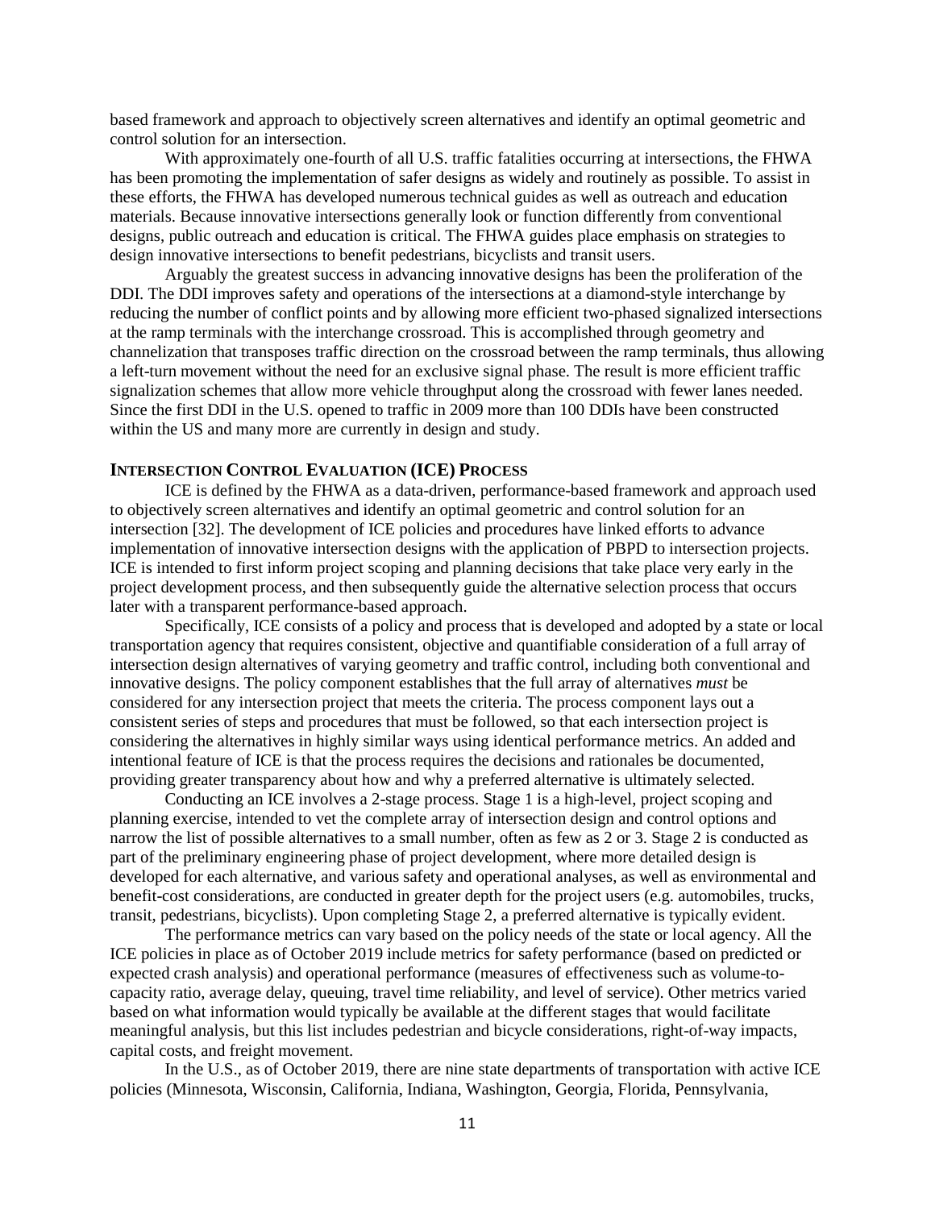based framework and approach to objectively screen alternatives and identify an optimal geometric and control solution for an intersection.

With approximately one-fourth of all U.S. traffic fatalities occurring at intersections, the FHWA has been promoting the implementation of safer designs as widely and routinely as possible. To assist in these efforts, the FHWA has developed numerous technical guides as well as outreach and education materials. Because innovative intersections generally look or function differently from conventional designs, public outreach and education is critical. The FHWA guides place emphasis on strategies to design innovative intersections to benefit pedestrians, bicyclists and transit users.

Arguably the greatest success in advancing innovative designs has been the proliferation of the DDI. The DDI improves safety and operations of the intersections at a diamond-style interchange by reducing the number of conflict points and by allowing more efficient two-phased signalized intersections at the ramp terminals with the interchange crossroad. This is accomplished through geometry and channelization that transposes traffic direction on the crossroad between the ramp terminals, thus allowing a left-turn movement without the need for an exclusive signal phase. The result is more efficient traffic signalization schemes that allow more vehicle throughput along the crossroad with fewer lanes needed. Since the first DDI in the U.S. opened to traffic in 2009 more than 100 DDIs have been constructed within the US and many more are currently in design and study.

## Intersection Control Evaluation (ICE) Process

ICE is defined by the FHWA as a data-driven, performance-based framework and approach used to objectively screen alternatives and identify an optimal geometric and control solution for an intersection [32]. The development of ICE policies and procedures have linked efforts to advance implementation of innovative intersection designs with the application of PBPD to intersection projects. ICE is intended to first inform project scoping and planning decisions that take place very early in the project development process, and then subsequently guide the alternative selection process that occurs later with a transparent performance-based approach.

Specifically, ICE consists of a policy and process that is developed and adopted by a state or local transportation agency that requires consistent, objective and quantifiable consideration of a full array of intersection design alternatives of varying geometry and traffic control, including both conventional and innovative designs. The policy component establishes that the full array of alternatives *must* be considered for any intersection project that meets the criteria. The process component lays out a consistent series of steps and procedures that must be followed, so that each intersection project is considering the alternatives in highly similar ways using identical performance metrics. An added and intentional feature of ICE is that the process requires the decisions and rationales be documented, providing greater transparency about how and why a preferred alternative is ultimately selected.

Conducting an ICE involves a 2-stage process. Stage 1 is a high-level, project scoping and planning exercise, intended to vet the complete array of intersection design and control options and narrow the list of possible alternatives to a small number, often as few as 2 or 3. Stage 2 is conducted as part of the preliminary engineering phase of project development, where more detailed design is developed for each alternative, and various safety and operational analyses, as well as environmental and benefit-cost considerations, are conducted in greater depth for the project users (e.g. automobiles, trucks, transit, pedestrians, bicyclists). Upon completing Stage 2, a preferred alternative is typically evident.

The performance metrics can vary based on the policy needs of the state or local agency. All the ICE policies in place as of October 2019 include metrics for safety performance (based on predicted or expected crash analysis) and operational performance (measures of effectiveness such as volume-to-capacity ratio, average delay, queuing, travel time reliability, and level of service). Other metrics varied based on what information would typically be available at the different stages that would facilitate meaningful analysis, but this list includes pedestrian and bicycle considerations, right-of-way impacts, capital costs, and freight movement.

In the U.S., as of October 2019, there are nine state departments of transportation with active ICE policies (Minnesota, Wisconsin, California, Indiana, Washington, Georgia, Florida, Pennsylvania,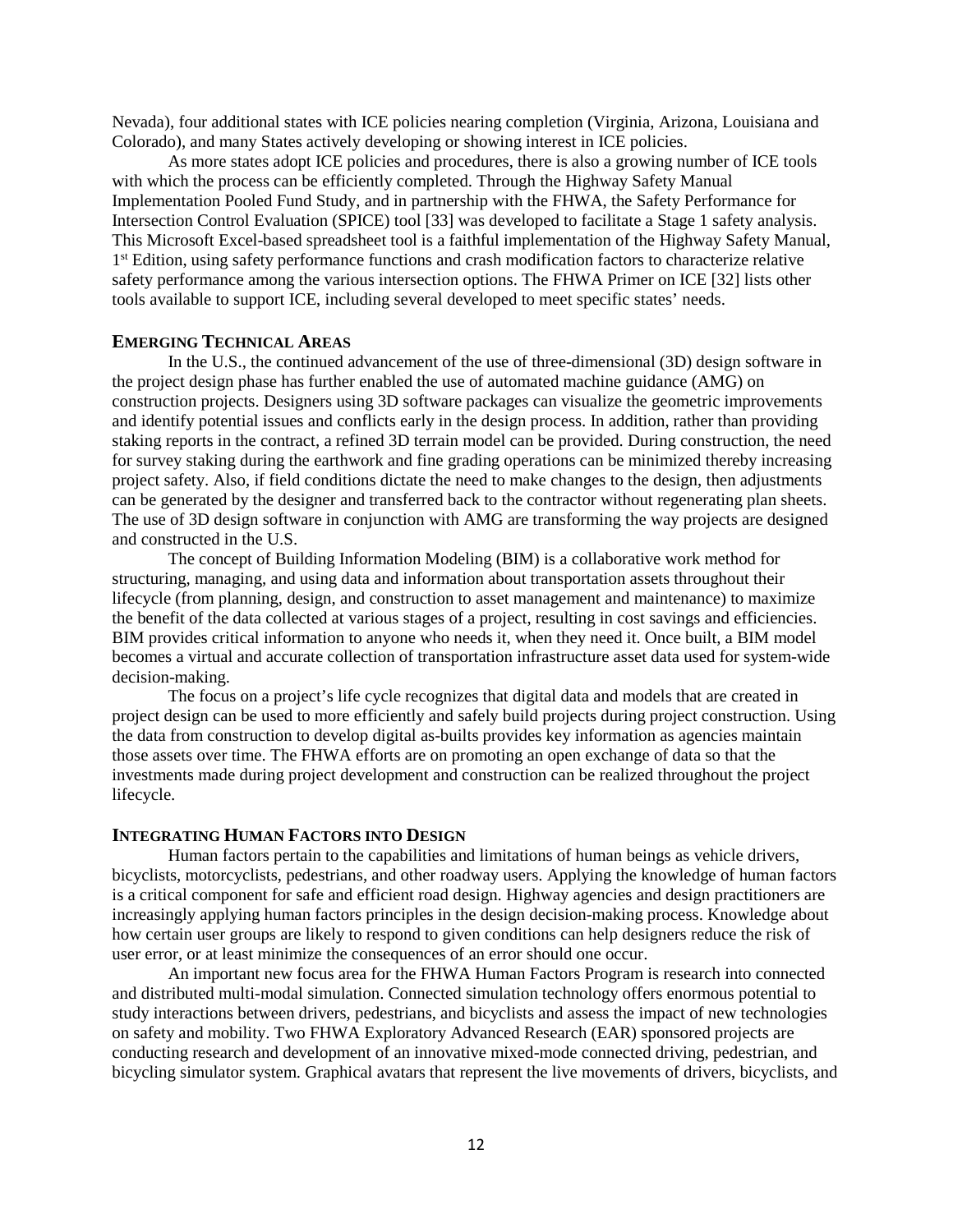Nevada), four additional states with ICE policies nearing completion (Virginia, Arizona, Louisiana and Colorado), and many States actively developing or showing interest in ICE policies.

As more states adopt ICE policies and procedures, there is also a growing number of ICE tools with which the process can be efficiently completed. Through the Highway Safety Manual Implementation Pooled Fund Study, and in partnership with the FHWA, the Safety Performance for Intersection Control Evaluation (SPICE) tool [33] was developed to facilitate a Stage 1 safety analysis. This Microsoft Excel-based spreadsheet tool is a faithful implementation of the Highway Safety Manual, 1st Edition, using safety performance functions and crash modification factors to characterize relative safety performance among the various intersection options. The FHWA Primer on ICE [32] lists other tools available to support ICE, including several developed to meet specific states' needs.

## EMERGING TECHNICAL AREAS

In the U.S., the continued advancement of the use of three-dimensional (3D) design software in the project design phase has further enabled the use of automated machine guidance (AMG) on construction projects. Designers using 3D software packages can visualize the geometric improvements and identify potential issues and conflicts early in the design process. In addition, rather than providing staking reports in the contract, a refined 3D terrain model can be provided. During construction, the need for survey staking during the earthwork and fine grading operations can be minimized thereby increasing project safety. Also, if field conditions dictate the need to make changes to the design, then adjustments can be generated by the designer and transferred back to the contractor without regenerating plan sheets. The use of 3D design software in conjunction with AMG are transforming the way projects are designed and constructed in the U.S.

The concept of Building Information Modeling (BIM) is a collaborative work method for structuring, managing, and using data and information about transportation assets throughout their lifecycle (from planning, design, and construction to asset management and maintenance) to maximize the benefit of the data collected at various stages of a project, resulting in cost savings and efficiencies. BIM provides critical information to anyone who needs it, when they need it. Once built, a BIM model becomes a virtual and accurate collection of transportation infrastructure asset data used for system-wide decision-making.

The focus on a project's life cycle recognizes that digital data and models that are created in project design can be used to more efficiently and safely build projects during project construction. Using the data from construction to develop digital as-builts provides key information as agencies maintain those assets over time. The FHWA efforts are on promoting an open exchange of data so that the investments made during project development and construction can be realized throughout the project lifecycle.

## INTEGRATING HUMAN FACTORS INTO DESIGN

Human factors pertain to the capabilities and limitations of human beings as vehicle drivers, bicyclists, motorcyclists, pedestrians, and other roadway users. Applying the knowledge of human factors is a critical component for safe and efficient road design. Highway agencies and design practitioners are increasingly applying human factors principles in the design decision-making process. Knowledge about how certain user groups are likely to respond to given conditions can help designers reduce the risk of user error, or at least minimize the consequences of an error should one occur.

An important new focus area for the FHWA Human Factors Program is research into connected and distributed multi-modal simulation. Connected simulation technology offers enormous potential to study interactions between drivers, pedestrians, and bicyclists and assess the impact of new technologies on safety and mobility. Two FHWA Exploratory Advanced Research (EAR) sponsored projects are conducting research and development of an innovative mixed-mode connected driving, pedestrian, and bicycling simulator system. Graphical avatars that represent the live movements of drivers, bicyclists, and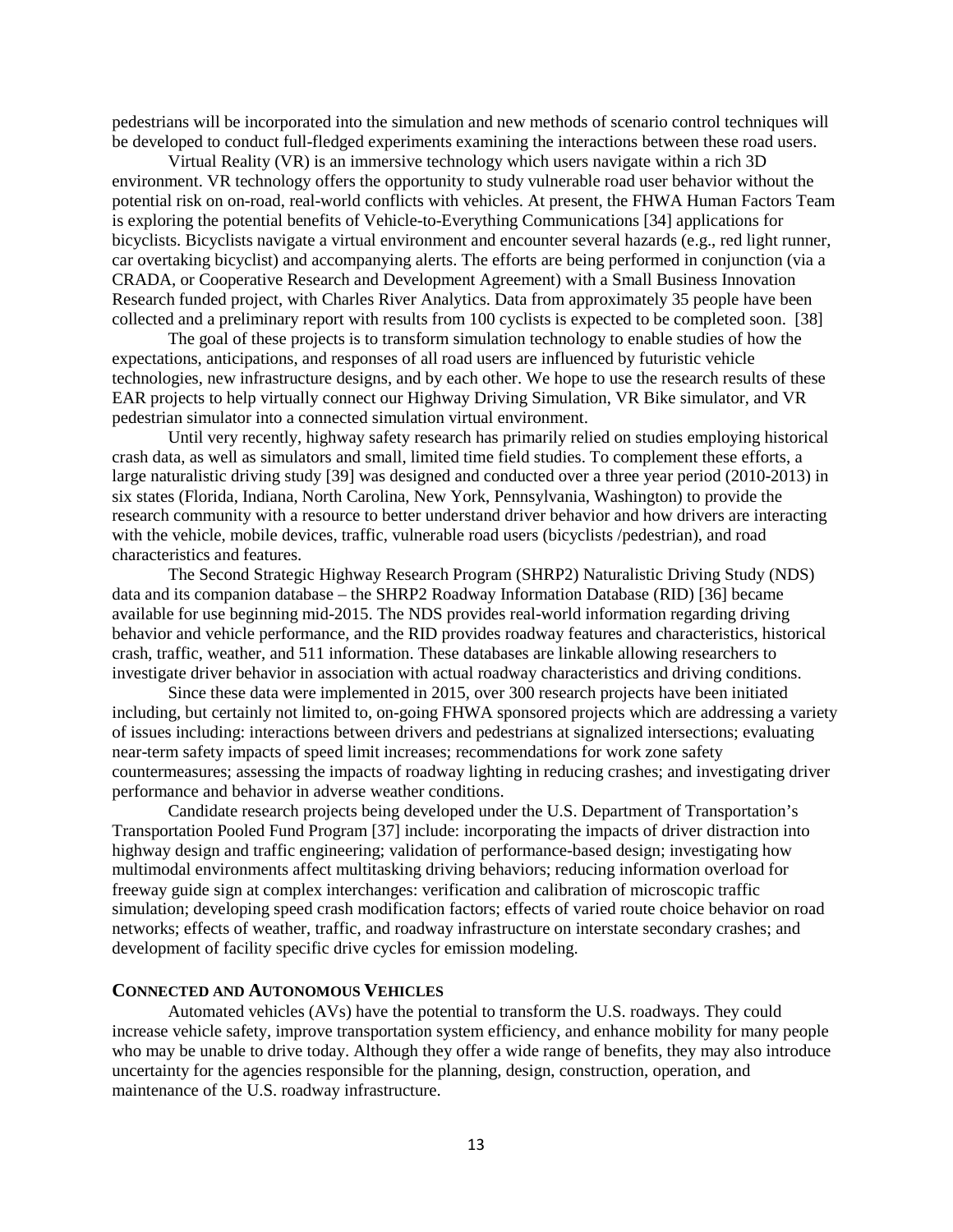pedestrians will be incorporated into the simulation and new methods of scenario control techniques will be developed to conduct full-fledged experiments examining the interactions between these road users.

Virtual Reality (VR) is an immersive technology which users navigate within a rich 3D environment. VR technology offers the opportunity to study vulnerable road user behavior without the potential risk on on-road, real-world conflicts with vehicles. At present, the FHWA Human Factors Team is exploring the potential benefits of Vehicle-to-Everything Communications [34] applications for bicyclists. Bicyclists navigate a virtual environment and encounter several hazards (e.g., red light runner, car overtaking bicyclist) and accompanying alerts. The efforts are being performed in conjunction (via a CRADA, or Cooperative Research and Development Agreement) with a Small Business Innovation Research funded project, with Charles River Analytics. Data from approximately 35 people have been collected and a preliminary report with results from 100 cyclists is expected to be completed soon. [38]

The goal of these projects is to transform simulation technology to enable studies of how the expectations, anticipations, and responses of all road users are influenced by futuristic vehicle technologies, new infrastructure designs, and by each other. We hope to use the research results of these EAR projects to help virtually connect our Highway Driving Simulation, VR Bike simulator, and VR pedestrian simulator into a connected simulation virtual environment.

Until very recently, highway safety research has primarily relied on studies employing historical crash data, as well as simulators and small, limited time field studies. To complement these efforts, a large naturalistic driving study [39] was designed and conducted over a three year period (2010-2013) in six states (Florida, Indiana, North Carolina, New York, Pennsylvania, Washington) to provide the research community with a resource to better understand driver behavior and how drivers are interacting with the vehicle, mobile devices, traffic, vulnerable road users (bicyclists /pedestrian), and road characteristics and features.

The Second Strategic Highway Research Program (SHRP2) Naturalistic Driving Study (NDS) data and its companion database – the SHRP2 Roadway Information Database (RID) [36] became available for use beginning mid-2015. The NDS provides real-world information regarding driving behavior and vehicle performance, and the RID provides roadway features and characteristics, historical crash, traffic, weather, and 511 information. These databases are linkable allowing researchers to investigate driver behavior in association with actual roadway characteristics and driving conditions.

Since these data were implemented in 2015, over 300 research projects have been initiated including, but certainly not limited to, on-going FHWA sponsored projects which are addressing a variety of issues including: interactions between drivers and pedestrians at signalized intersections; evaluating near-term safety impacts of speed limit increases; recommendations for work zone safety countermeasures; assessing the impacts of roadway lighting in reducing crashes; and investigating driver performance and behavior in adverse weather conditions.

Candidate research projects being developed under the U.S. Department of Transportation's Transportation Pooled Fund Program [37] include: incorporating the impacts of driver distraction into highway design and traffic engineering; validation of performance-based design; investigating how multimodal environments affect multitasking driving behaviors; reducing information overload for freeway guide sign at complex interchanges: verification and calibration of microscopic traffic simulation; developing speed crash modification factors; effects of varied route choice behavior on road networks; effects of weather, traffic, and roadway infrastructure on interstate secondary crashes; and development of facility specific drive cycles for emission modeling.

## CONNECTED AND AUTONOMOUS VEHICLES

Automated vehicles (AVs) have the potential to transform the U.S. roadways. They could increase vehicle safety, improve transportation system efficiency, and enhance mobility for many people who may be unable to drive today. Although they offer a wide range of benefits, they may also introduce uncertainty for the agencies responsible for the planning, design, construction, operation, and maintenance of the U.S. roadway infrastructure.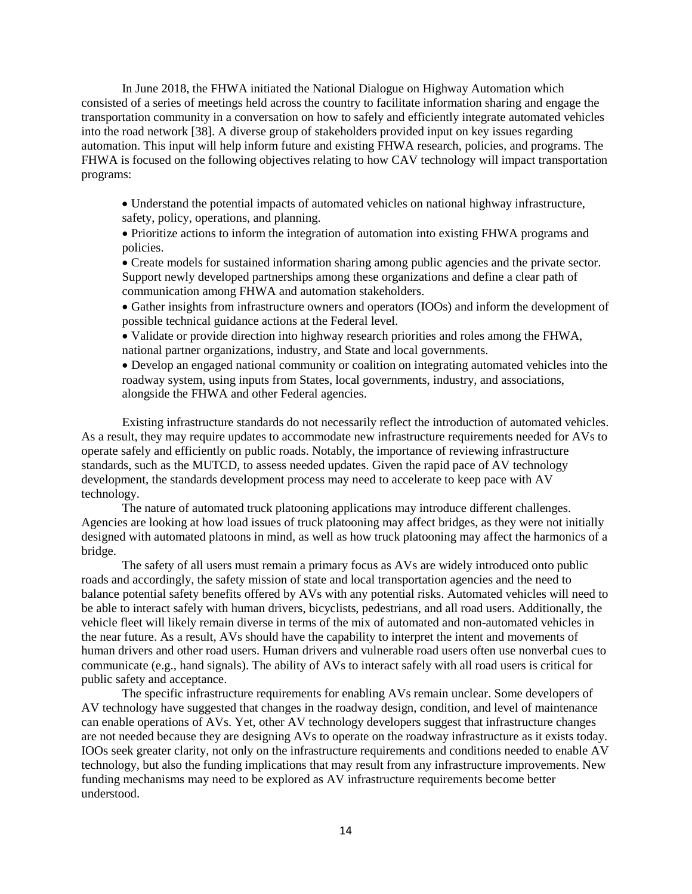In June 2018, the FHWA initiated the National Dialogue on Highway Automation which consisted of a series of meetings held across the country to facilitate information sharing and engage the transportation community in a conversation on how to safely and efficiently integrate automated vehicles into the road network [38]. A diverse group of stakeholders provided input on key issues regarding automation. This input will help inform future and existing FHWA research, policies, and programs. The FHWA is focused on the following objectives relating to how CAV technology will impact transportation programs:

- Understand the potential impacts of automated vehicles on national highway infrastructure, safety, policy, operations, and planning.
- Prioritize actions to inform the integration of automation into existing FHWA programs and policies.
- Create models for sustained information sharing among public agencies and the private sector. Support newly developed partnerships among these organizations and define a clear path of communication among FHWA and automation stakeholders.
- Gather insights from infrastructure owners and operators (IOOs) and inform the development of possible technical guidance actions at the Federal level.
- Validate or provide direction into highway research priorities and roles among the FHWA, national partner organizations, industry, and State and local governments.
- Develop an engaged national community or coalition on integrating automated vehicles into the roadway system, using inputs from States, local governments, industry, and associations, alongside the FHWA and other Federal agencies.

Existing infrastructure standards do not necessarily reflect the introduction of automated vehicles. As a result, they may require updates to accommodate new infrastructure requirements needed for AVs to operate safely and efficiently on public roads. Notably, the importance of reviewing infrastructure standards, such as the MUTCD, to assess needed updates. Given the rapid pace of AV technology development, the standards development process may need to accelerate to keep pace with AV technology.

The nature of automated truck platooning applications may introduce different challenges. Agencies are looking at how load issues of truck platooning may affect bridges, as they were not initially designed with automated platoons in mind, as well as how truck platooning may affect the harmonics of a bridge.

The safety of all users must remain a primary focus as AVs are widely introduced onto public roads and accordingly, the safety mission of state and local transportation agencies and the need to balance potential safety benefits offered by AVs with any potential risks. Automated vehicles will need to be able to interact safely with human drivers, bicyclists, pedestrians, and all road users. Additionally, the vehicle fleet will likely remain diverse in terms of the mix of automated and non-automated vehicles in the near future. As a result, AVs should have the capability to interpret the intent and movements of human drivers and other road users. Human drivers and vulnerable road users often use nonverbal cues to communicate (e.g., hand signals). The ability of AVs to interact safely with all road users is critical for public safety and acceptance.

The specific infrastructure requirements for enabling AVs remain unclear. Some developers of AV technology have suggested that changes in the roadway design, condition, and level of maintenance can enable operations of AVs. Yet, other AV technology developers suggest that infrastructure changes are not needed because they are designing AVs to operate on the roadway infrastructure as it exists today. IOOs seek greater clarity, not only on the infrastructure requirements and conditions needed to enable AV technology, but also the funding implications that may result from any infrastructure improvements. New funding mechanisms may need to be explored as AV infrastructure requirements become better understood.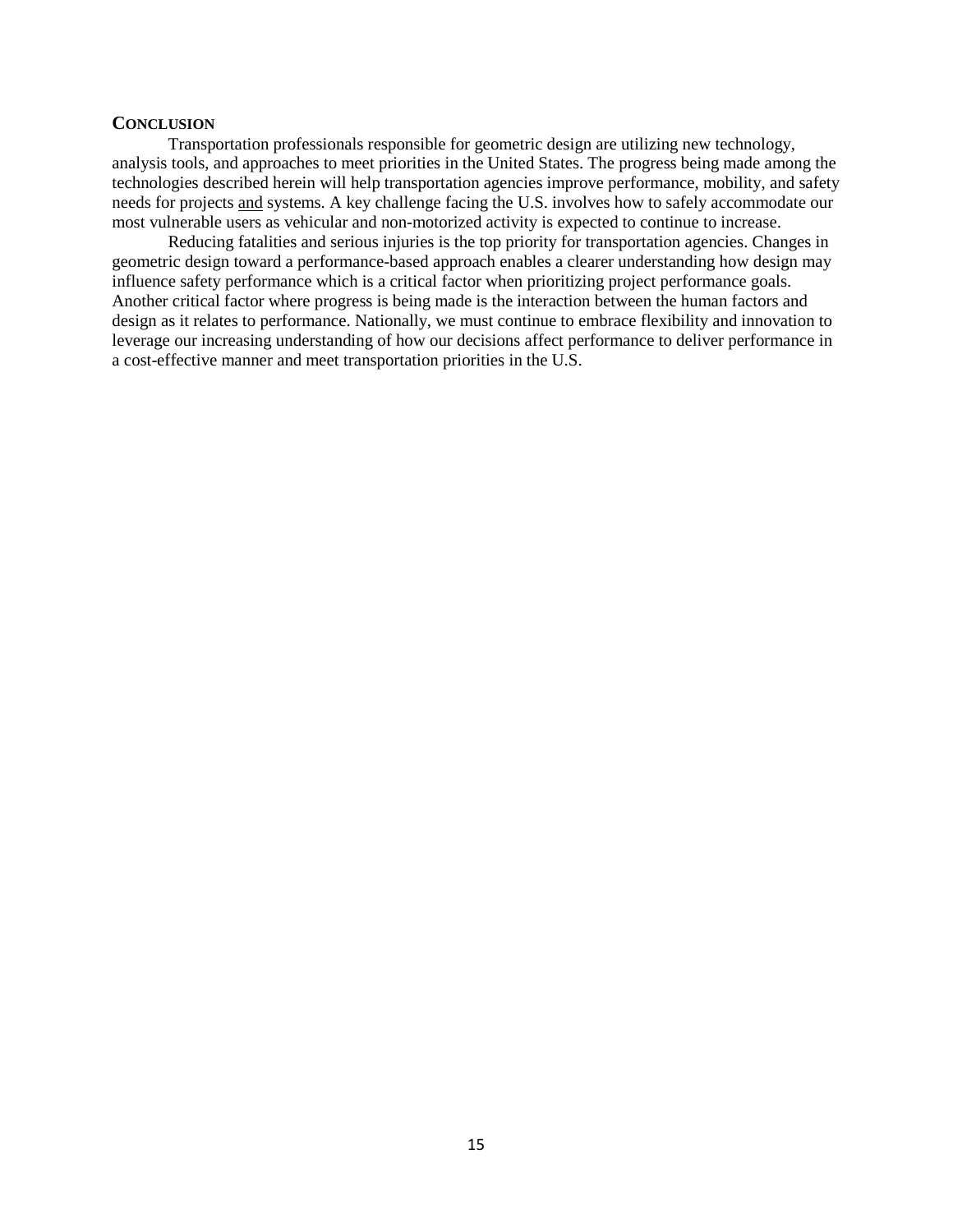## CONCLUSION

Transportation professionals responsible for geometric design are utilizing new technology, analysis tools, and approaches to meet priorities in the United States. The progress being made among the technologies described herein will help transportation agencies improve performance, mobility, and safety needs for projects and systems. A key challenge facing the U.S. involves how to safely accommodate our most vulnerable users as vehicular and non-motorized activity is expected to continue to increase.

Reducing fatalities and serious injuries is the top priority for transportation agencies. Changes in geometric design toward a performance-based approach enables a clearer understanding how design may influence safety performance which is a critical factor when prioritizing project performance goals. Another critical factor where progress is being made is the interaction between the human factors and design as it relates to performance. Nationally, we must continue to embrace flexibility and innovation to leverage our increasing understanding of how our decisions affect performance to deliver performance in a cost-effective manner and meet transportation priorities in the U.S.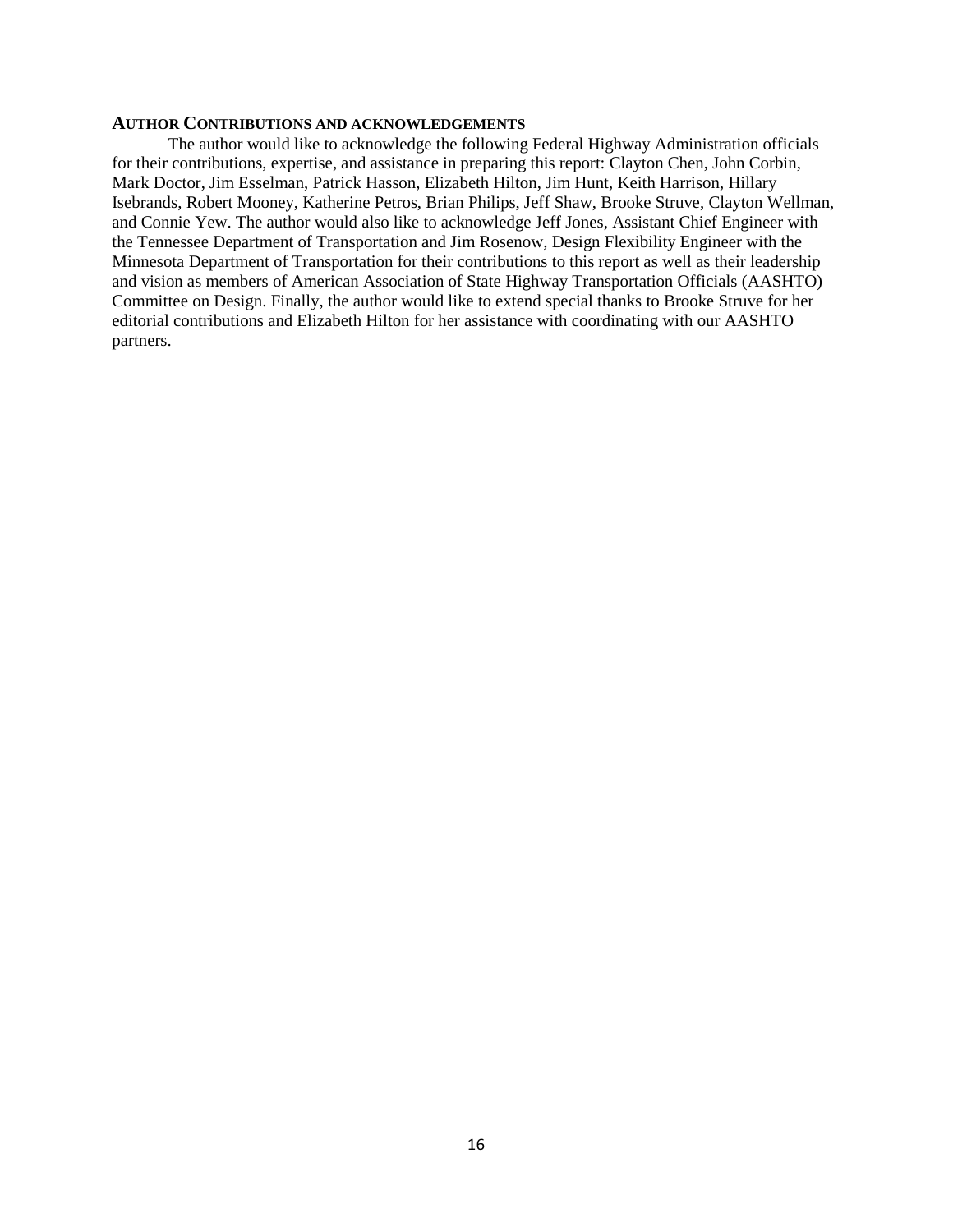## AUTHOR CONTRIBUTIONS AND ACKNOWLEDGEMENTS

The author would like to acknowledge the following Federal Highway Administration officials for their contributions, expertise, and assistance in preparing this report: Clayton Chen, John Corbin, Mark Doctor, Jim Esselman, Patrick Hasson, Elizabeth Hilton, Jim Hunt, Keith Harrison, Hillary Isebrands, Robert Mooney, Katherine Petros, Brian Philips, Jeff Shaw, Brooke Struve, Clayton Wellman, and Connie Yew. The author would also like to acknowledge Jeff Jones, Assistant Chief Engineer with the Tennessee Department of Transportation and Jim Rosenow, Design Flexibility Engineer with the Minnesota Department of Transportation for their contributions to this report as well as their leadership and vision as members of American Association of State Highway Transportation Officials (AASHTO) Committee on Design. Finally, the author would like to extend special thanks to Brooke Struve for her editorial contributions and Elizabeth Hilton for her assistance with coordinating with our AASHTO partners.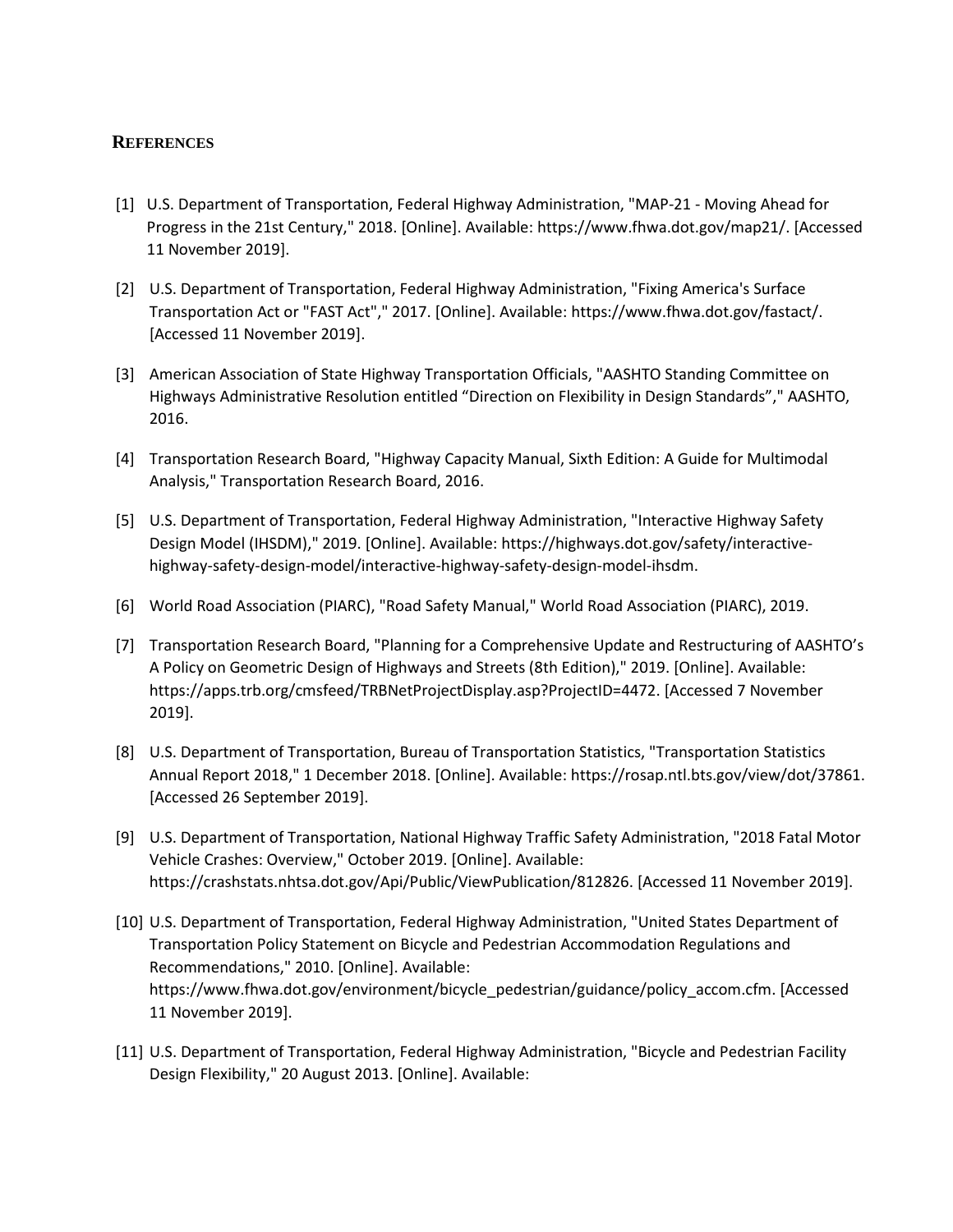## References

[1] U.S. Department of Transportation, Federal Highway Administration, "MAP-21 - Moving Ahead for Progress in the 21st Century," 2018. [Online]. Available: https://www.fhwa.dot.gov/map21/. [Accessed 11 November 2019].

[2] U.S. Department of Transportation, Federal Highway Administration, "Fixing America's Surface Transportation Act or "FAST Act"," 2017. [Online]. Available: https://www.fhwa.dot.gov/fastact/. [Accessed 11 November 2019].

[3] American Association of State Highway Transportation Officials, "AASHTO Standing Committee on Highways Administrative Resolution entitled "Direction on Flexibility in Design Standards"," AASHTO, 2016.

[4] Transportation Research Board, "Highway Capacity Manual, Sixth Edition: A Guide for Multimodal Analysis," Transportation Research Board, 2016.

[5] U.S. Department of Transportation, Federal Highway Administration, "Interactive Highway Safety Design Model (IHSDM)," 2019. [Online]. Available: https://highways.dot.gov/safety/interactive-highway-safety-design-model/interactive-highway-safety-design-model-ihsdm.

[6] World Road Association (PIARC), "Road Safety Manual," World Road Association (PIARC), 2019.

[7] Transportation Research Board, "Planning for a Comprehensive Update and Restructuring of AASHTO's A Policy on Geometric Design of Highways and Streets (8th Edition)," 2019. [Online]. Available: https://apps.trb.org/cmsfeed/TRBNetProjectDisplay.asp?ProjectID=4472. [Accessed 7 November 2019].

[8] U.S. Department of Transportation, Bureau of Transportation Statistics, "Transportation Statistics Annual Report 2018," 1 December 2018. [Online]. Available: https://rosap.ntl.bts.gov/view/dot/37861. [Accessed 26 September 2019].

[9] U.S. Department of Transportation, National Highway Traffic Safety Administration, "2018 Fatal Motor Vehicle Crashes: Overview," October 2019. [Online]. Available: https://crashstats.nhtsa.dot.gov/Api/Public/ViewPublication/812826. [Accessed 11 November 2019].

[10] U.S. Department of Transportation, Federal Highway Administration, "United States Department of Transportation Policy Statement on Bicycle and Pedestrian Accommodation Regulations and Recommendations," 2010. [Online]. Available: https://www.fhwa.dot.gov/environment/bicycle_pedestrian/guidance/policy_accom.cfm. [Accessed 11 November 2019].

[11] U.S. Department of Transportation, Federal Highway Administration, "Bicycle and Pedestrian Facility Design Flexibility," 20 August 2013. [Online]. Available: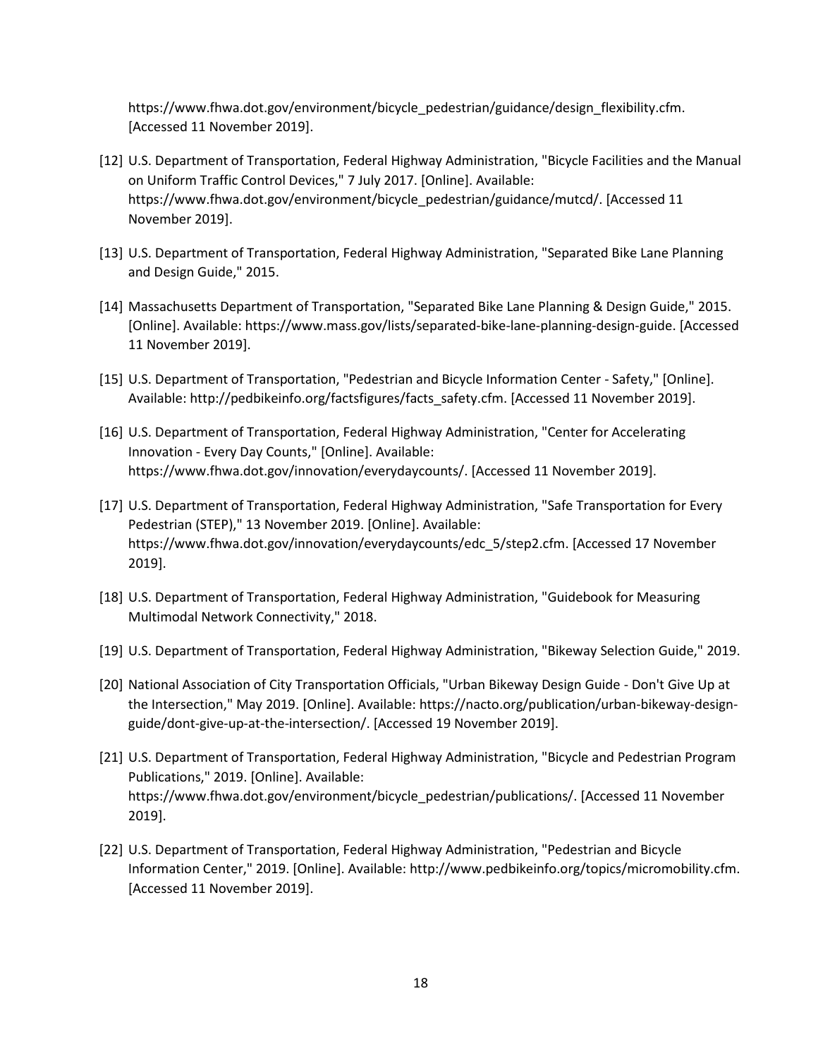https://www.fhwa.dot.gov/environment/bicycle_pedestrian/guidance/design_flexibility.cfm. [Accessed 11 November 2019].

[12] U.S. Department of Transportation, Federal Highway Administration, "Bicycle Facilities and the Manual on Uniform Traffic Control Devices," 7 July 2017. [Online]. Available: https://www.fhwa.dot.gov/environment/bicycle_pedestrian/guidance/mutcd/. [Accessed 11 November 2019].

[13] U.S. Department of Transportation, Federal Highway Administration, "Separated Bike Lane Planning and Design Guide," 2015.

[14] Massachusetts Department of Transportation, "Separated Bike Lane Planning & Design Guide," 2015. [Online]. Available: https://www.mass.gov/lists/separated-bike-lane-planning-design-guide. [Accessed 11 November 2019].

[15] U.S. Department of Transportation, "Pedestrian and Bicycle Information Center - Safety," [Online]. Available: http://pedbikeinfo.org/factsfigures/facts_safety.cfm. [Accessed 11 November 2019].

[16] U.S. Department of Transportation, Federal Highway Administration, "Center for Accelerating Innovation - Every Day Counts," [Online]. Available: https://www.fhwa.dot.gov/innovation/everydaycounts/. [Accessed 11 November 2019].

[17] U.S. Department of Transportation, Federal Highway Administration, "Safe Transportation for Every Pedestrian (STEP)," 13 November 2019. [Online]. Available: https://www.fhwa.dot.gov/innovation/everydaycounts/edc_5/step2.cfm. [Accessed 17 November 2019].

[18] U.S. Department of Transportation, Federal Highway Administration, "Guidebook for Measuring Multimodal Network Connectivity," 2018.

[19] U.S. Department of Transportation, Federal Highway Administration, "Bikeway Selection Guide," 2019.

[20] National Association of City Transportation Officials, "Urban Bikeway Design Guide - Don't Give Up at the Intersection," May 2019. [Online]. Available: https://nacto.org/publication/urban-bikeway-design-guide/dont-give-up-at-the-intersection/. [Accessed 19 November 2019].

[21] U.S. Department of Transportation, Federal Highway Administration, "Bicycle and Pedestrian Program Publications," 2019. [Online]. Available: https://www.fhwa.dot.gov/environment/bicycle_pedestrian/publications/. [Accessed 11 November 2019].

[22] U.S. Department of Transportation, Federal Highway Administration, "Pedestrian and Bicycle Information Center," 2019. [Online]. Available: http://www.pedbikeinfo.org/topics/micromobility.cfm. [Accessed 11 November 2019].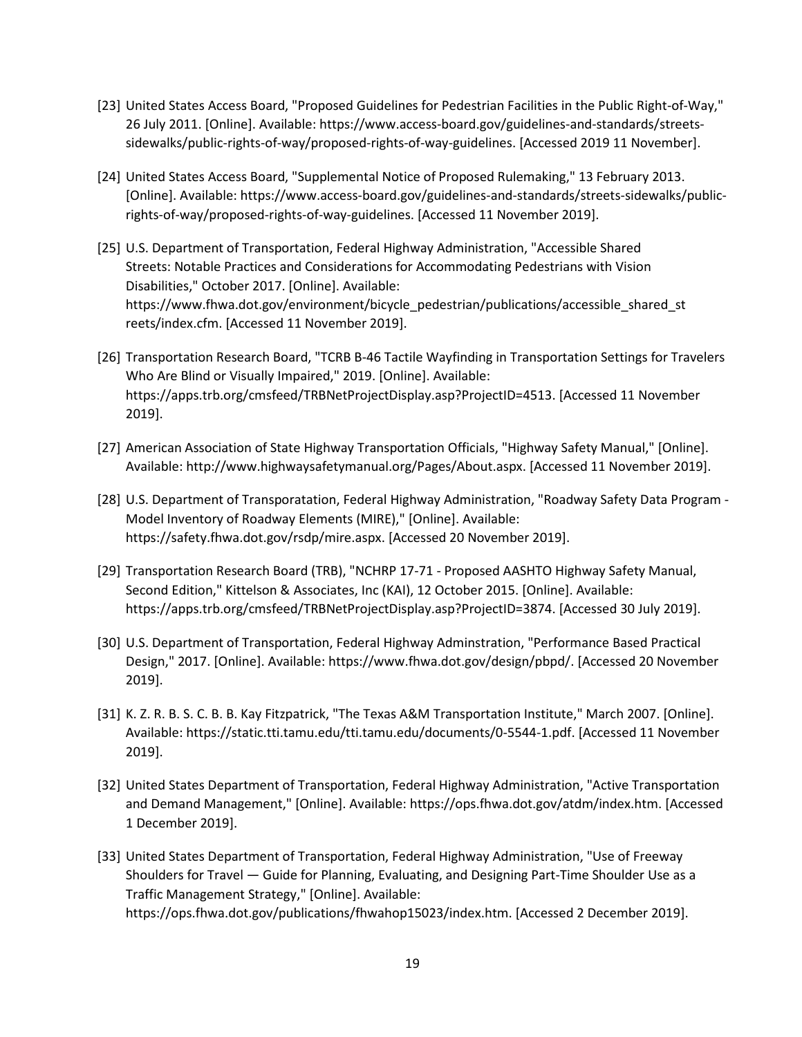[23] United States Access Board, "Proposed Guidelines for Pedestrian Facilities in the Public Right-of-Way," 26 July 2011. [Online]. Available: https://www.access-board.gov/guidelines-and-standards/streets-sidewalks/public-rights-of-way/proposed-rights-of-way-guidelines. [Accessed 2019 11 November].

[24] United States Access Board, "Supplemental Notice of Proposed Rulemaking," 13 February 2013. [Online]. Available: https://www.access-board.gov/guidelines-and-standards/streets-sidewalks/public-rights-of-way/proposed-rights-of-way-guidelines. [Accessed 11 November 2019].

[25] U.S. Department of Transportation, Federal Highway Administration, "Accessible Shared Streets: Notable Practices and Considerations for Accommodating Pedestrians with Vision Disabilities," October 2017. [Online]. Available: https://www.fhwa.dot.gov/environment/bicycle_pedestrian/publications/accessible_shared_streets/index.cfm. [Accessed 11 November 2019].

[26] Transportation Research Board, "TCRB B-46 Tactile Wayfinding in Transportation Settings for Travelers Who Are Blind or Visually Impaired," 2019. [Online]. Available: https://apps.trb.org/cmsfeed/TRBNetProjectDisplay.asp?ProjectID=4513. [Accessed 11 November 2019].

[27] American Association of State Highway Transportation Officials, "Highway Safety Manual," [Online]. Available: http://www.highwaysafetymanual.org/Pages/About.aspx. [Accessed 11 November 2019].

[28] U.S. Department of Transporatation, Federal Highway Administration, "Roadway Safety Data Program - Model Inventory of Roadway Elements (MIRE)," [Online]. Available: https://safety.fhwa.dot.gov/rsdp/mire.aspx. [Accessed 20 November 2019].

[29] Transportation Research Board (TRB), "NCHRP 17-71 - Proposed AASHTO Highway Safety Manual, Second Edition," Kittelson & Associates, Inc (KAI), 12 October 2015. [Online]. Available: https://apps.trb.org/cmsfeed/TRBNetProjectDisplay.asp?ProjectID=3874. [Accessed 30 July 2019].

[30] U.S. Department of Transportation, Federal Highway Adminstration, "Performance Based Practical Design," 2017. [Online]. Available: https://www.fhwa.dot.gov/design/pbpd/. [Accessed 20 November 2019].

[31] K. Z. R. B. S. C. B. B. Kay Fitzpatrick, "The Texas A&M Transportation Institute," March 2007. [Online]. Available: https://static.tti.tamu.edu/tti.tamu.edu/documents/0-5544-1.pdf. [Accessed 11 November 2019].

[32] United States Department of Transportation, Federal Highway Administration, "Active Transportation and Demand Management," [Online]. Available: https://ops.fhwa.dot.gov/atdm/index.htm. [Accessed 1 December 2019].

[33] United States Department of Transportation, Federal Highway Administration, "Use of Freeway Shoulders for Travel — Guide for Planning, Evaluating, and Designing Part-Time Shoulder Use as a Traffic Management Strategy," [Online]. Available: https://ops.fhwa.dot.gov/publications/fhwahop15023/index.htm. [Accessed 2 December 2019].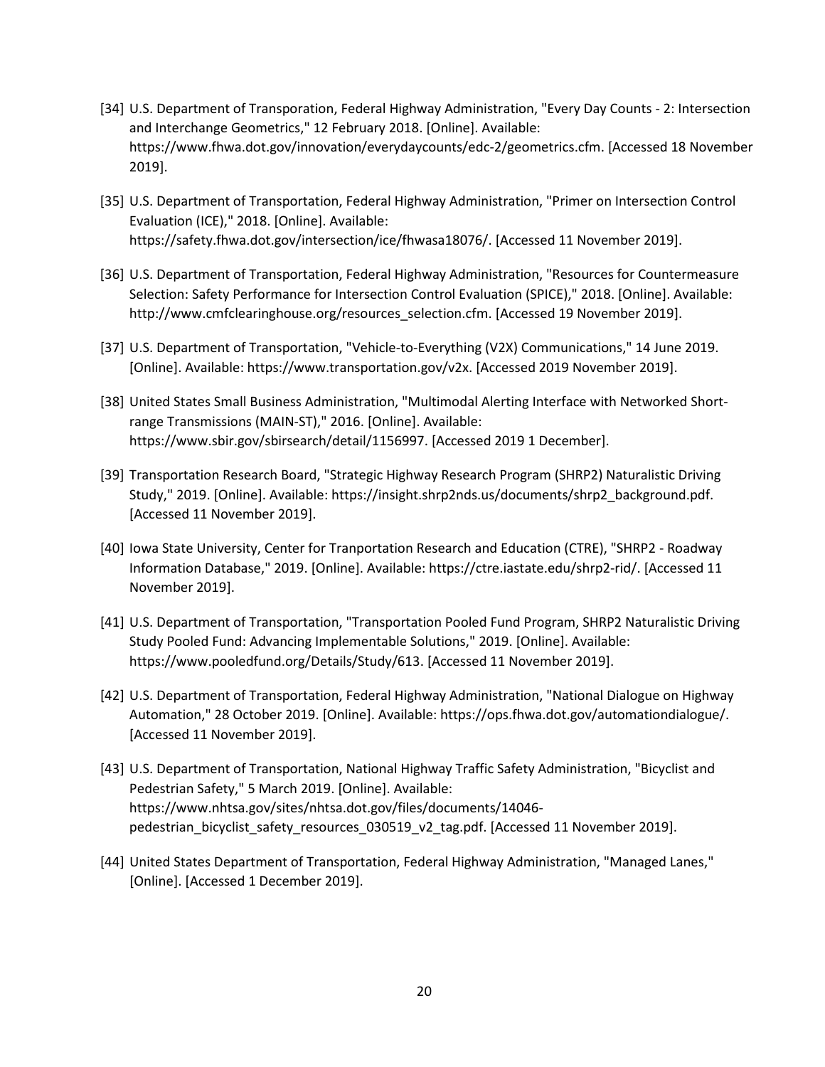[34] U.S. Department of Transporation, Federal Highway Administration, "Every Day Counts - 2: Intersection and Interchange Geometrics," 12 February 2018. [Online]. Available: https://www.fhwa.dot.gov/innovation/everydaycounts/edc-2/geometrics.cfm. [Accessed 18 November 2019].

[35] U.S. Department of Transportation, Federal Highway Administration, "Primer on Intersection Control Evaluation (ICE)," 2018. [Online]. Available: https://safety.fhwa.dot.gov/intersection/ice/fhwasa18076/. [Accessed 11 November 2019].

[36] U.S. Department of Transportation, Federal Highway Administration, "Resources for Countermeasure Selection: Safety Performance for Intersection Control Evaluation (SPICE)," 2018. [Online]. Available: http://www.cmfclearinghouse.org/resources_selection.cfm. [Accessed 19 November 2019].

[37] U.S. Department of Transportation, "Vehicle-to-Everything (V2X) Communications," 14 June 2019. [Online]. Available: https://www.transportation.gov/v2x. [Accessed 2019 November 2019].

[38] United States Small Business Administration, "Multimodal Alerting Interface with Networked Short-range Transmissions (MAIN-ST)," 2016. [Online]. Available: https://www.sbir.gov/sbirsearch/detail/1156997. [Accessed 2019 1 December].

[39] Transportation Research Board, "Strategic Highway Research Program (SHRP2) Naturalistic Driving Study," 2019. [Online]. Available: https://insight.shrp2nds.us/documents/shrp2_background.pdf. [Accessed 11 November 2019].

[40] Iowa State University, Center for Tranportation Research and Education (CTRE), "SHRP2 - Roadway Information Database," 2019. [Online]. Available: https://ctre.iastate.edu/shrp2-rid/. [Accessed 11 November 2019].

[41] U.S. Department of Transportation, "Transportation Pooled Fund Program, SHRP2 Naturalistic Driving Study Pooled Fund: Advancing Implementable Solutions," 2019. [Online]. Available: https://www.pooledfund.org/Details/Study/613. [Accessed 11 November 2019].

[42] U.S. Department of Transportation, Federal Highway Administration, "National Dialogue on Highway Automation," 28 October 2019. [Online]. Available: https://ops.fhwa.dot.gov/automationdialogue/. [Accessed 11 November 2019].

[43] U.S. Department of Transportation, National Highway Traffic Safety Administration, "Bicyclist and Pedestrian Safety," 5 March 2019. [Online]. Available: https://www.nhtsa.gov/sites/nhtsa.dot.gov/files/documents/14046-pedestrian_bicyclist_safety_resources_030519_v2_tag.pdf. [Accessed 11 November 2019].

[44] United States Department of Transportation, Federal Highway Administration, "Managed Lanes," [Online]. [Accessed 1 December 2019].